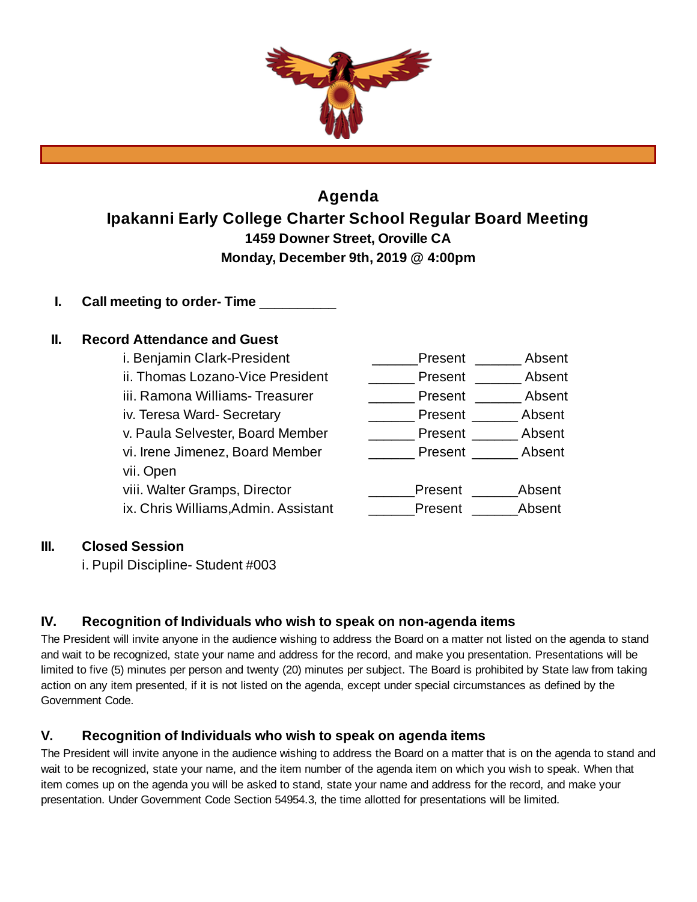# Agenda

## Ipakanni Early College Charter School Regular Board Meeting

**1459 Downer Street, Oroville CA**

**Monday, December 9th, 2019 @ 4:00pm**

**I. Call meeting to order- Time __________**

**II. Record Attendance and Guest**

| | | |
|---|---|---|
| i. Benjamin Clark-President | ______Present | ______ Absent |
| ii. Thomas Lozano-Vice President | ______ Present | ______ Absent |
| iii. Ramona Williams- Treasurer | ______ Present | ______ Absent |
| iv. Teresa Ward- Secretary | ______ Present | ______ Absent |
| v. Paula Selvester, Board Member | ______ Present | ______ Absent |
| vi. Irene Jimenez, Board Member | ______ Present | ______ Absent |
| vii. Open | | |
| viii. Walter Gramps, Director | ______Present | ______Absent |
| ix. Chris Williams,Admin. Assistant | ______Present | ______Absent |

**III. Closed Session**

i. Pupil Discipline- Student #003

## IV. Recognition of Individuals who wish to speak on non-agenda items

The President will invite anyone in the audience wishing to address the Board on a matter not listed on the agenda to stand and wait to be recognized, state your name and address for the record, and make you presentation. Presentations will be limited to five (5) minutes per person and twenty (20) minutes per subject. The Board is prohibited by State law from taking action on any item presented, if it is not listed on the agenda, except under special circumstances as defined by the Government Code.

## V. Recognition of Individuals who wish to speak on agenda items

The President will invite anyone in the audience wishing to address the Board on a matter that is on the agenda to stand and wait to be recognized, state your name, and the item number of the agenda item on which you wish to speak. When that item comes up on the agenda you will be asked to stand, state your name and address for the record, and make your presentation. Under Government Code Section 54954.3, the time allotted for presentations will be limited.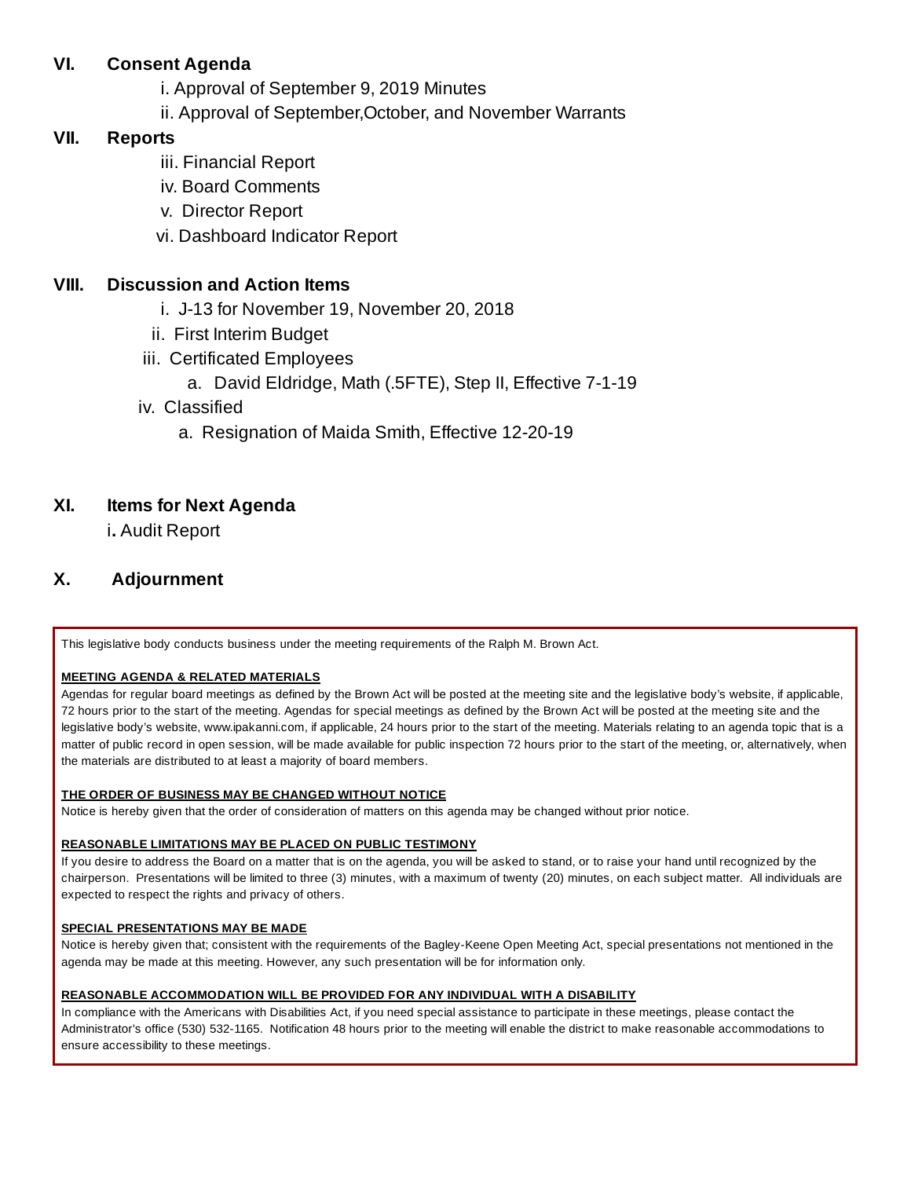## VI. Consent Agenda

i. Approval of September 9, 2019 Minutes

ii. Approval of September,October, and November Warrants

## VII. Reports

iii. Financial Report

iv. Board Comments

v. Director Report

vi. Dashboard Indicator Report

## VIII. Discussion and Action Items

i. J-13 for November 19, November 20, 2018

ii. First Interim Budget

iii. Certificated Employees

a. David Eldridge, Math (.5FTE), Step II, Effective 7-1-19

iv. Classified

a. Resignation of Maida Smith, Effective 12-20-19

## XI. Items for Next Agenda

i**.** Audit Report

## X. Adjournment

This legislative body conducts business under the meeting requirements of the Ralph M. Brown Act.

**MEETING AGENDA & RELATED MATERIALS**

Agendas for regular board meetings as defined by the Brown Act will be posted at the meeting site and the legislative body's website, if applicable, 72 hours prior to the start of the meeting. Agendas for special meetings as defined by the Brown Act will be posted at the meeting site and the legislative body's website, www.ipakanni.com, if applicable, 24 hours prior to the start of the meeting. Materials relating to an agenda topic that is a matter of public record in open session, will be made available for public inspection 72 hours prior to the start of the meeting, or, alternatively, when the materials are distributed to at least a majority of board members.

**THE ORDER OF BUSINESS MAY BE CHANGED WITHOUT NOTICE**

Notice is hereby given that the order of consideration of matters on this agenda may be changed without prior notice.

**REASONABLE LIMITATIONS MAY BE PLACED ON PUBLIC TESTIMONY**

If you desire to address the Board on a matter that is on the agenda, you will be asked to stand, or to raise your hand until recognized by the chairperson. Presentations will be limited to three (3) minutes, with a maximum of twenty (20) minutes, on each subject matter. All individuals are expected to respect the rights and privacy of others.

**SPECIAL PRESENTATIONS MAY BE MADE**

Notice is hereby given that; consistent with the requirements of the Bagley-Keene Open Meeting Act, special presentations not mentioned in the agenda may be made at this meeting. However, any such presentation will be for information only.

**REASONABLE ACCOMMODATION WILL BE PROVIDED FOR ANY INDIVIDUAL WITH A DISABILITY**

In compliance with the Americans with Disabilities Act, if you need special assistance to participate in these meetings, please contact the Administrator's office (530) 532-1165. Notification 48 hours prior to the meeting will enable the district to make reasonable accommodations to ensure accessibility to these meetings.